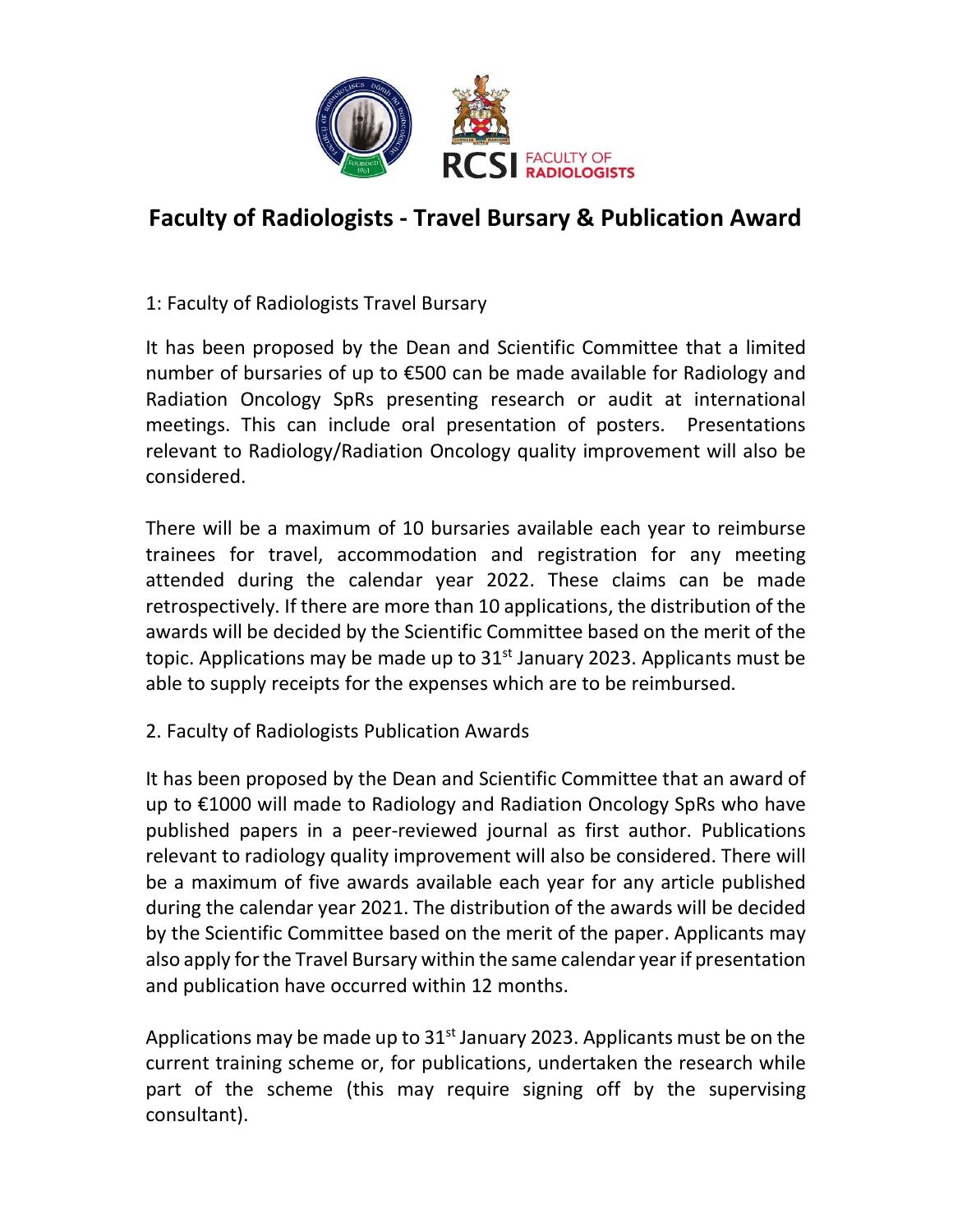# Faculty of Radiologists - Travel Bursary & Publication Award

1: Faculty of Radiologists Travel Bursary

It has been proposed by the Dean and Scientific Committee that a limited number of bursaries of up to €500 can be made available for Radiology and Radiation Oncology SpRs presenting research or audit at international meetings. This can include oral presentation of posters. Presentations relevant to Radiology/Radiation Oncology quality improvement will also be considered.

There will be a maximum of 10 bursaries available each year to reimburse trainees for travel, accommodation and registration for any meeting attended during the calendar year 2022. These claims can be made retrospectively. If there are more than 10 applications, the distribution of the awards will be decided by the Scientific Committee based on the merit of the topic. Applications may be made up to 31st January 2023. Applicants must be able to supply receipts for the expenses which are to be reimbursed.

2. Faculty of Radiologists Publication Awards

It has been proposed by the Dean and Scientific Committee that an award of up to €1000 will made to Radiology and Radiation Oncology SpRs who have published papers in a peer-reviewed journal as first author. Publications relevant to radiology quality improvement will also be considered. There will be a maximum of five awards available each year for any article published during the calendar year 2021. The distribution of the awards will be decided by the Scientific Committee based on the merit of the paper. Applicants may also apply for the Travel Bursary within the same calendar year if presentation and publication have occurred within 12 months.

Applications may be made up to 31st January 2023. Applicants must be on the current training scheme or, for publications, undertaken the research while part of the scheme (this may require signing off by the supervising consultant).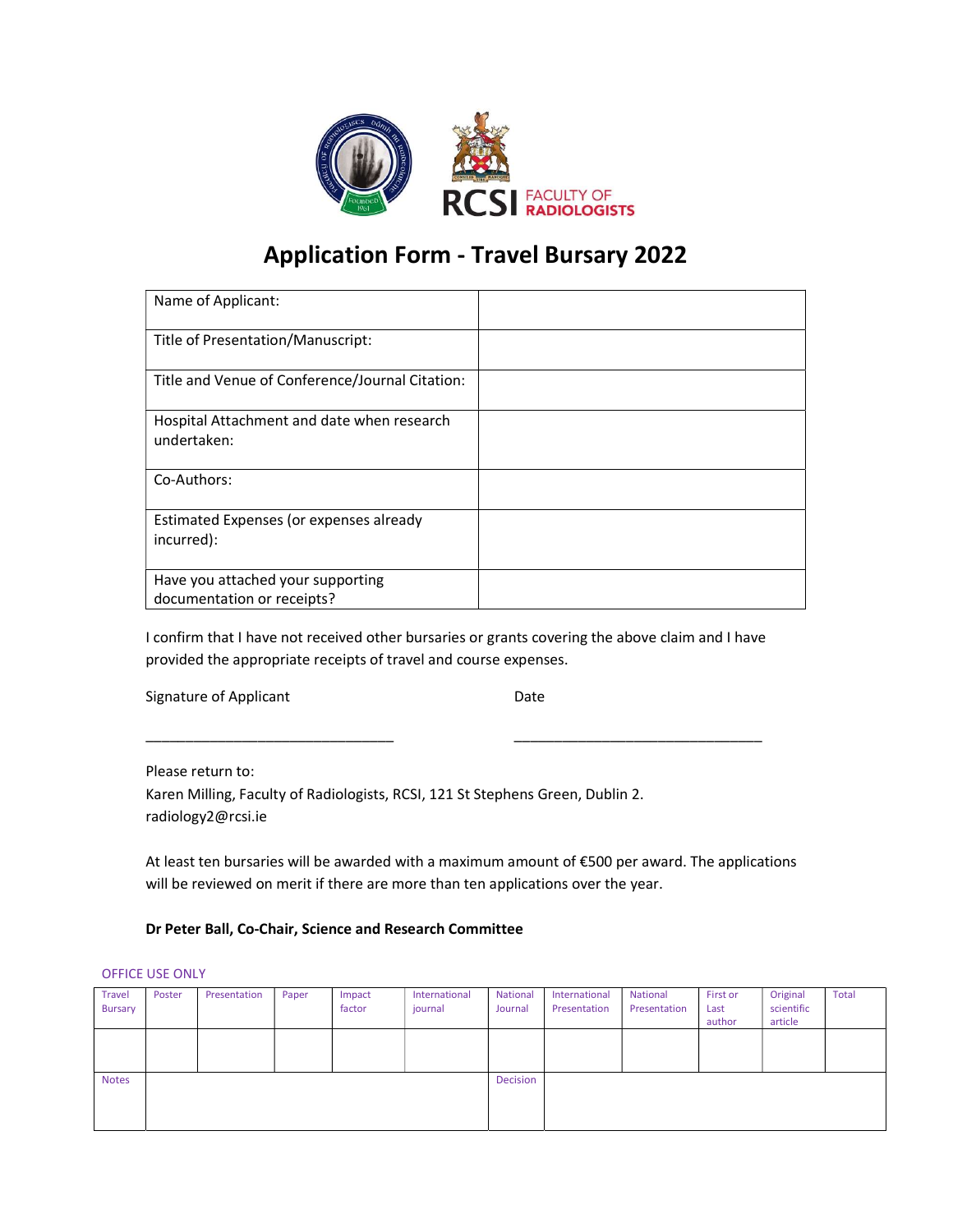# Application Form - Travel Bursary 2022

| | |
|---|---|
| Name of Applicant: | |
| Title of Presentation/Manuscript: | |
| Title and Venue of Conference/Journal Citation: | |
| Hospital Attachment and date when research undertaken: | |
| Co-Authors: | |
| Estimated Expenses (or expenses already incurred): | |
| Have you attached your supporting documentation or receipts? | |

I confirm that I have not received other bursaries or grants covering the above claim and I have provided the appropriate receipts of travel and course expenses.

Signature of Applicant ______________________________ Date ______________________________

Please return to:
Karen Milling, Faculty of Radiologists, RCSI, 121 St Stephens Green, Dublin 2.
radiology2@rcsi.ie

At least ten bursaries will be awarded with a maximum amount of €500 per award. The applications will be reviewed on merit if there are more than ten applications over the year.

**Dr Peter Ball, Co-Chair, Science and Research Committee**

OFFICE USE ONLY

| Travel Bursary | Poster | Presentation | Paper | Impact factor | International journal | National Journal | International Presentation | National Presentation | First or Last author | Original scientific article | Total |
|---|---|---|---|---|---|---|---|---|---|---|---|
| | | | | | | | | | | | |
| Notes | | | | | | Decision | | | | | |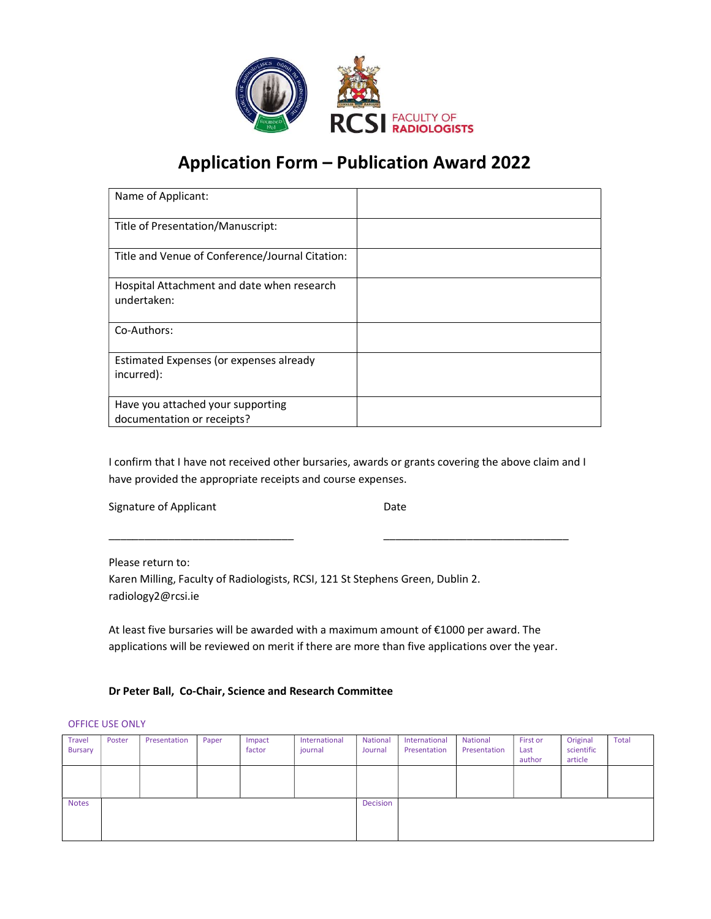# Application Form – Publication Award 2022

| | |
|---|---|
| Name of Applicant: | |
| Title of Presentation/Manuscript: | |
| Title and Venue of Conference/Journal Citation: | |
| Hospital Attachment and date when research undertaken: | |
| Co-Authors: | |
| Estimated Expenses (or expenses already incurred): | |
| Have you attached your supporting documentation or receipts? | |

I confirm that I have not received other bursaries, awards or grants covering the above claim and I have provided the appropriate receipts and course expenses.

Signature of Applicant                                        Date

_______________________________                _______________________________

Please return to:
Karen Milling, Faculty of Radiologists, RCSI, 121 St Stephens Green, Dublin 2.
radiology2@rcsi.ie

At least five bursaries will be awarded with a maximum amount of €1000 per award. The applications will be reviewed on merit if there are more than five applications over the year.

**Dr Peter Ball, Co-Chair, Science and Research Committee**

OFFICE USE ONLY

| Travel Bursary | Poster | Presentation | Paper | Impact factor | International journal | National Journal | International Presentation | National Presentation | First or Last author | Original scientific article | Total |
|---|---|---|---|---|---|---|---|---|---|---|---|
| | | | | | | | | | | | |
| Notes | | | | | | Decision | | | | | |